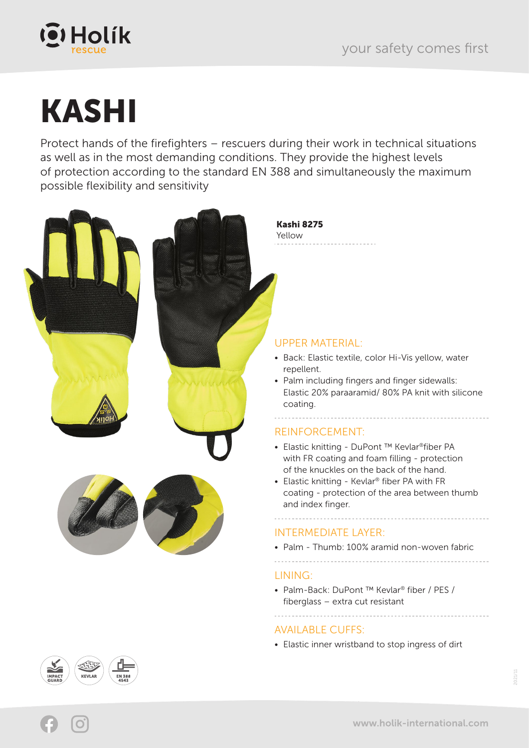# KASHI

Protect hands of the firefighters – rescuers during their work in technical situations as well as in the most demanding conditions. They provide the highest levels of protection according to the standard EN 388 and simultaneously the maximum possible flexibility and sensitivity

**Kashi 8275**
Yellow

## UPPER MATERIAL:

- Back: Elastic textile, color Hi-Vis yellow, water repellent.
- Palm including fingers and finger sidewalls: Elastic 20% paraaramid/ 80% PA knit with silicone coating.

## REINFORCEMENT:

- Elastic knitting - DuPont ™ Kevlar®fiber PA with FR coating and foam filling - protection of the knuckles on the back of the hand.
- Elastic knitting - Kevlar® fiber PA with FR coating - protection of the area between thumb and index finger.

## INTERMEDIATE LAYER:

- Palm - Thumb: 100% aramid non-woven fabric

## LINING:

- Palm-Back: DuPont ™ Kevlar® fiber / PES / fiberglass – extra cut resistant

## AVAILABLE CUFFS:

- Elastic inner wristband to stop ingress of dirt

IMPACT GUARD | KEVLAR | EN 388 4543

www.holik-international.com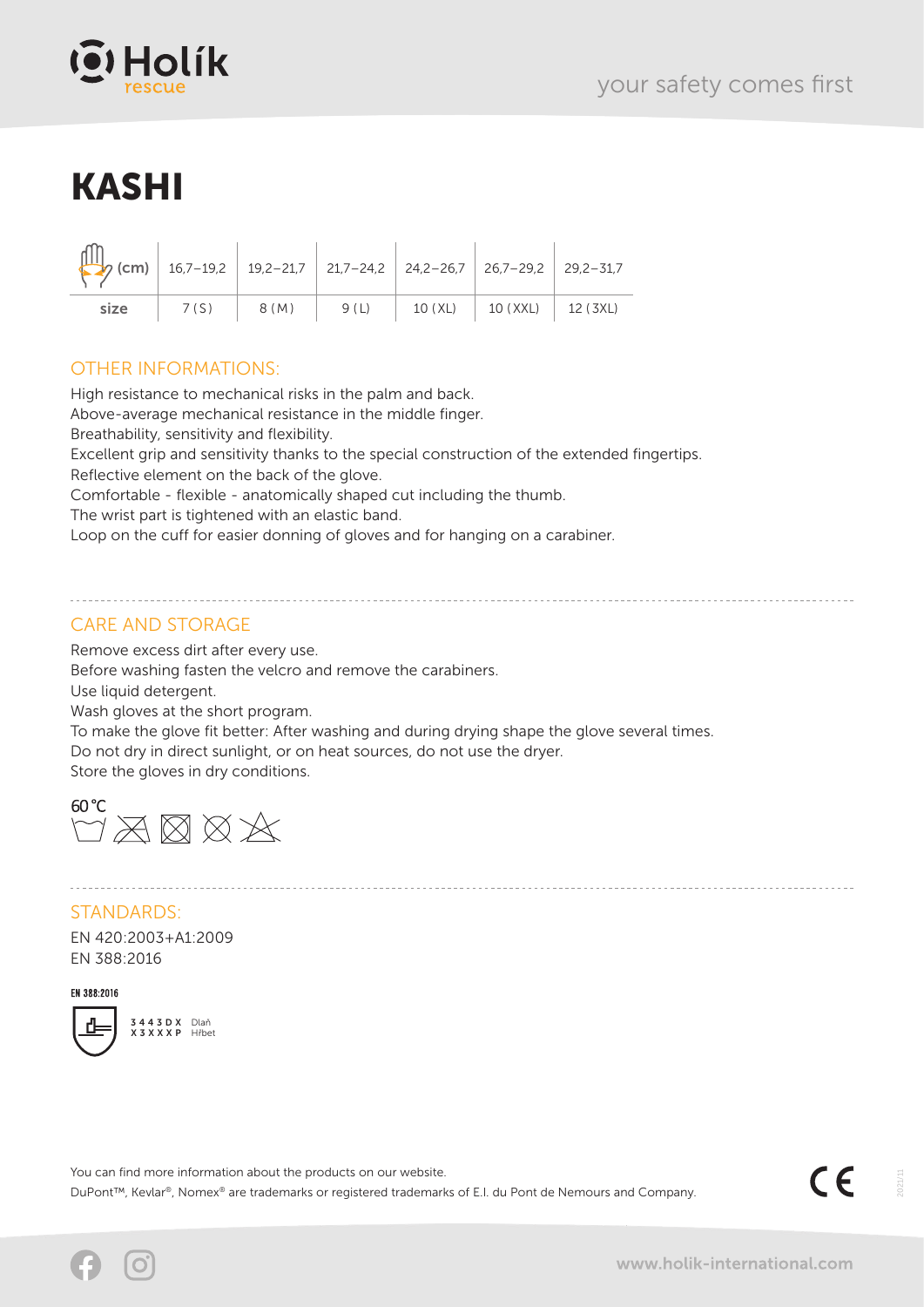# KASHI

| (cm) | 16,7–19,2 | 19,2–21,7 | 21,7–24,2 | 24,2–26,7 | 26,7–29,2 | 29,2–31,7 |
|---|---|---|---|---|---|---|
| size | 7 (S) | 8 (M) | 9 (L) | 10 (XL) | 10 (XXL) | 12 (3XL) |

## OTHER INFORMATIONS:

High resistance to mechanical risks in the palm and back.
Above-average mechanical resistance in the middle finger.
Breathability, sensitivity and flexibility.
Excellent grip and sensitivity thanks to the special construction of the extended fingertips.
Reflective element on the back of the glove.
Comfortable - flexible - anatomically shaped cut including the thumb.
The wrist part is tightened with an elastic band.
Loop on the cuff for easier donning of gloves and for hanging on a carabiner.

## CARE AND STORAGE

Remove excess dirt after every use.
Before washing fasten the velcro and remove the carabiners.
Use liquid detergent.
Wash gloves at the short program.
To make the glove fit better: After washing and during drying shape the glove several times.
Do not dry in direct sunlight, or on heat sources, do not use the dryer.
Store the gloves in dry conditions.

60 °C

## STANDARDS:

EN 420:2003+A1:2009
EN 388:2016

EN 388:2016

3 4 4 3 D X Dlaň
X 3 X X X P Hřbet

You can find more information about the products on our website.
DuPont™, Kevlar®, Nomex® are trademarks or registered trademarks of E.I. du Pont de Nemours and Company.